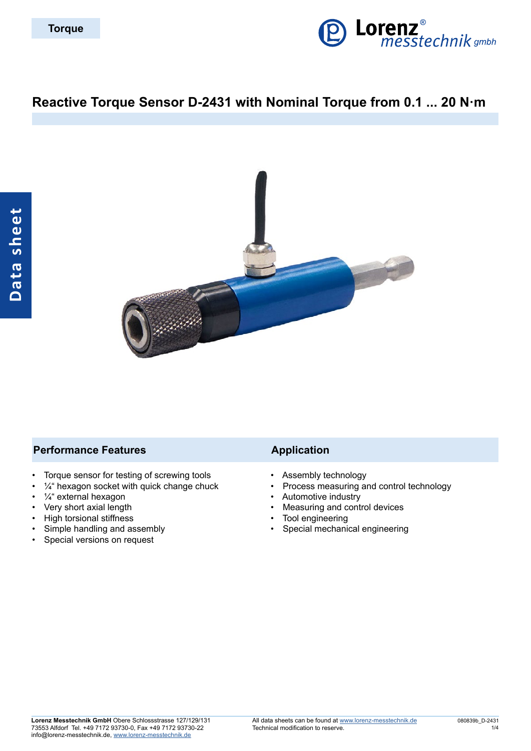Torque

# Reactive Torque Sensor D-2431 with Nominal Torque from 0.1 ... 20 N·m

Data sheet

## Performance Features

- Torque sensor for testing of screwing tools
- ¼“ hexagon socket with quick change chuck
- ¼“ external hexagon
- Very short axial length
- High torsional stiffness
- Simple handling and assembly
- Special versions on request

## Application

- Assembly technology
- Process measuring and control technology
- Automotive industry
- Measuring and control devices
- Tool engineering
- Special mechanical engineering

**Lorenz Messtechnik GmbH** Obere Schlossstrasse 127/129/131
73553 Alfdorf Tel. +49 7172 93730-0, Fax +49 7172 93730-22
info@lorenz-messtechnik.de, www.lorenz-messtechnik.de

All data sheets can be found at www.lorenz-messtechnik.de
Technical modification to reserve.

080839b_D-2431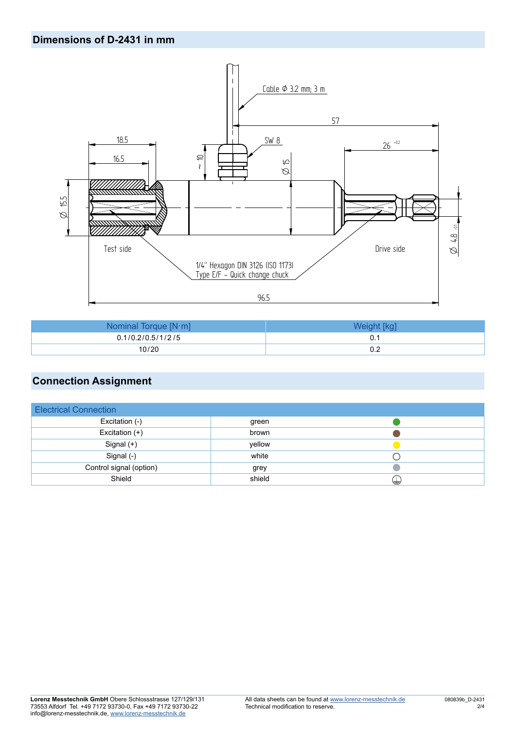## Dimensions of D-2431 in mm

Cable Φ 3.2 mm; 3 m

57

18.5

16.5

SW 8

26 $^{+0.2}$

~ 10

Ø 15

Ø 15.5

Ø 4.8 $_{-0.1}$

Test side

Drive side

1/4" Hexagon DIN 3126 (ISO 1173)
Type E/F – Quick change chuck

96.5

| Nominal Torque [N·m] | Weight [kg] |
| --- | --- |
| 0.1/0.2/0.5/1/2/5 | 0.1 |
| 10/20 | 0.2 |

## Connection Assignment

| Electrical Connection | | |
| --- | --- | --- |
| Excitation (-) | green | |
| Excitation (+) | brown | |
| Signal (+) | yellow | |
| Signal (-) | white | |
| Control signal (option) | grey | |
| Shield | shield | |

**Lorenz Messtechnik GmbH** Obere Schlossstrasse 127/129/131
73553 Alfdorf Tel. +49 7172 93730-0, Fax +49 7172 93730-22
info@lorenz-messtechnik.de, www.lorenz-messtechnik.de

All data sheets can be found at www.lorenz-messtechnik.de
Technical modification to reserve.

080839b_D-2431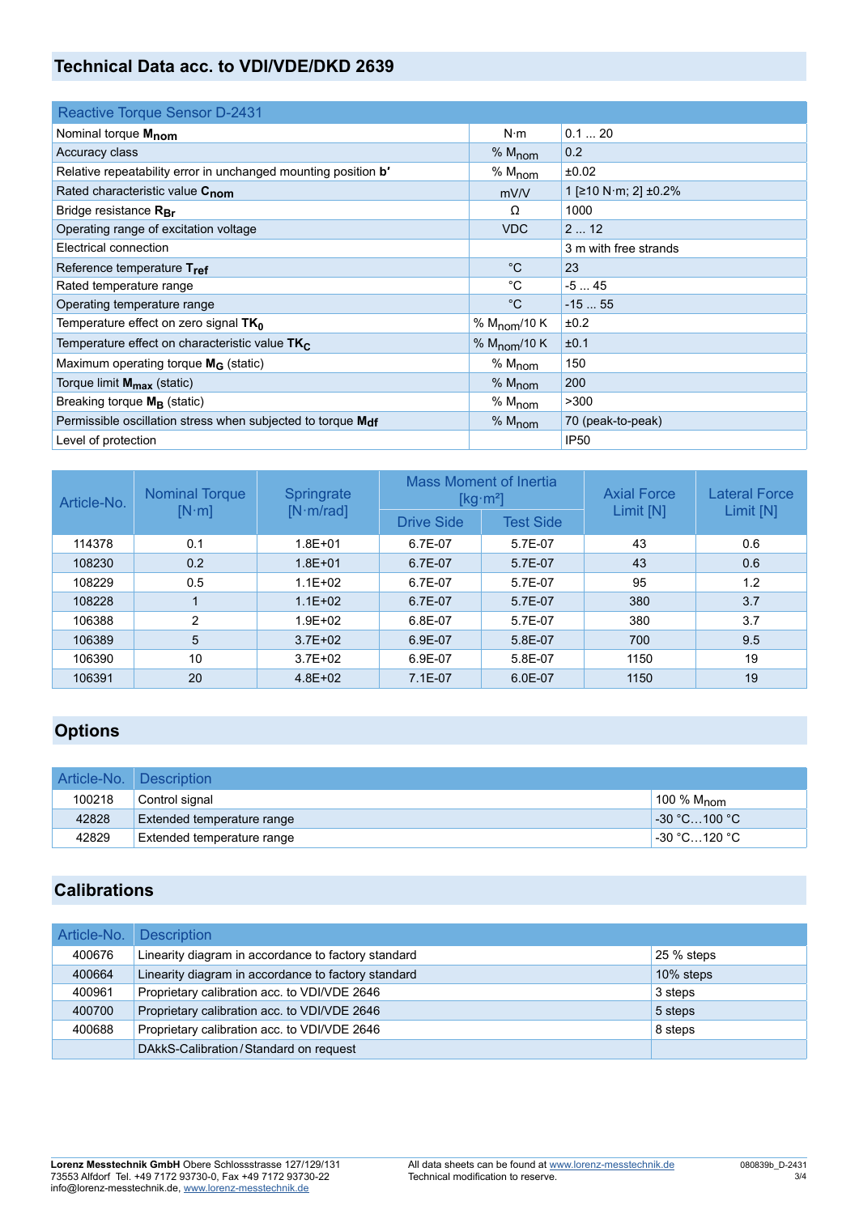## Technical Data acc. to VDI/VDE/DKD 2639

| Reactive Torque Sensor D-2431 | | |
|---|---|---|
| Nominal torque $\mathbf{M_{nom}}$ | N·m | 0.1 ... 20 |
| Accuracy class | % $M_{nom}$ | 0.2 |
| Relative repeatability error in unchanged mounting position **b′** | % $M_{nom}$ | ±0.02 |
| Rated characteristic value $\mathbf{C_{nom}}$ | mV/V | 1 [≥10 N·m; 2] ±0.2% |
| Bridge resistance $\mathbf{R_{Br}}$ | Ω | 1000 |
| Operating range of excitation voltage | VDC | 2 ... 12 |
| Electrical connection | | 3 m with free strands |
| Reference temperature $\mathbf{T_{ref}}$ | °C | 23 |
| Rated temperature range | °C | -5 ... 45 |
| Operating temperature range | °C | -15 ... 55 |
| Temperature effect on zero signal $\mathbf{TK_0}$ | % $M_{nom}$/10 K | ±0.2 |
| Temperature effect on characteristic value $\mathbf{TK_C}$ | % $M_{nom}$/10 K | ±0.1 |
| Maximum operating torque $\mathbf{M_G}$ (static) | % $M_{nom}$ | 150 |
| Torque limit $\mathbf{M_{max}}$ (static) | % $M_{nom}$ | 200 |
| Breaking torque $\mathbf{M_B}$ (static) | % $M_{nom}$ | >300 |
| Permissible oscillation stress when subjected to torque $\mathbf{M_{df}}$ | % $M_{nom}$ | 70 (peak-to-peak) |
| Level of protection | | IP50 |

| Article-No. | Nominal Torque [N·m] | Springrate [N·m/rad] | Mass Moment of Inertia [kg·m²] | | Axial Force Limit [N] | Lateral Force Limit [N] |
|---|---|---|---|---|---|---|
| | | | Drive Side | Test Side | | |
| 114378 | 0.1 | 1.8E+01 | 6.7E-07 | 5.7E-07 | 43 | 0.6 |
| 108230 | 0.2 | 1.8E+01 | 6.7E-07 | 5.7E-07 | 43 | 0.6 |
| 108229 | 0.5 | 1.1E+02 | 6.7E-07 | 5.7E-07 | 95 | 1.2 |
| 108228 | 1 | 1.1E+02 | 6.7E-07 | 5.7E-07 | 380 | 3.7 |
| 106388 | 2 | 1.9E+02 | 6.8E-07 | 5.7E-07 | 380 | 3.7 |
| 106389 | 5 | 3.7E+02 | 6.9E-07 | 5.8E-07 | 700 | 9.5 |
| 106390 | 10 | 3.7E+02 | 6.9E-07 | 5.8E-07 | 1150 | 19 |
| 106391 | 20 | 4.8E+02 | 7.1E-07 | 6.0E-07 | 1150 | 19 |

## Options

| Article-No. | Description | |
|---|---|---|
| 100218 | Control signal | 100 % $M_{nom}$ |
| 42828 | Extended temperature range | -30 °C…100 °C |
| 42829 | Extended temperature range | -30 °C…120 °C |

## Calibrations

| Article-No. | Description | |
|---|---|---|
| 400676 | Linearity diagram in accordance to factory standard | 25 % steps |
| 400664 | Linearity diagram in accordance to factory standard | 10% steps |
| 400961 | Proprietary calibration acc. to VDI/VDE 2646 | 3 steps |
| 400700 | Proprietary calibration acc. to VDI/VDE 2646 | 5 steps |
| 400688 | Proprietary calibration acc. to VDI/VDE 2646 | 8 steps |
| | DAkkS-Calibration / Standard on request | |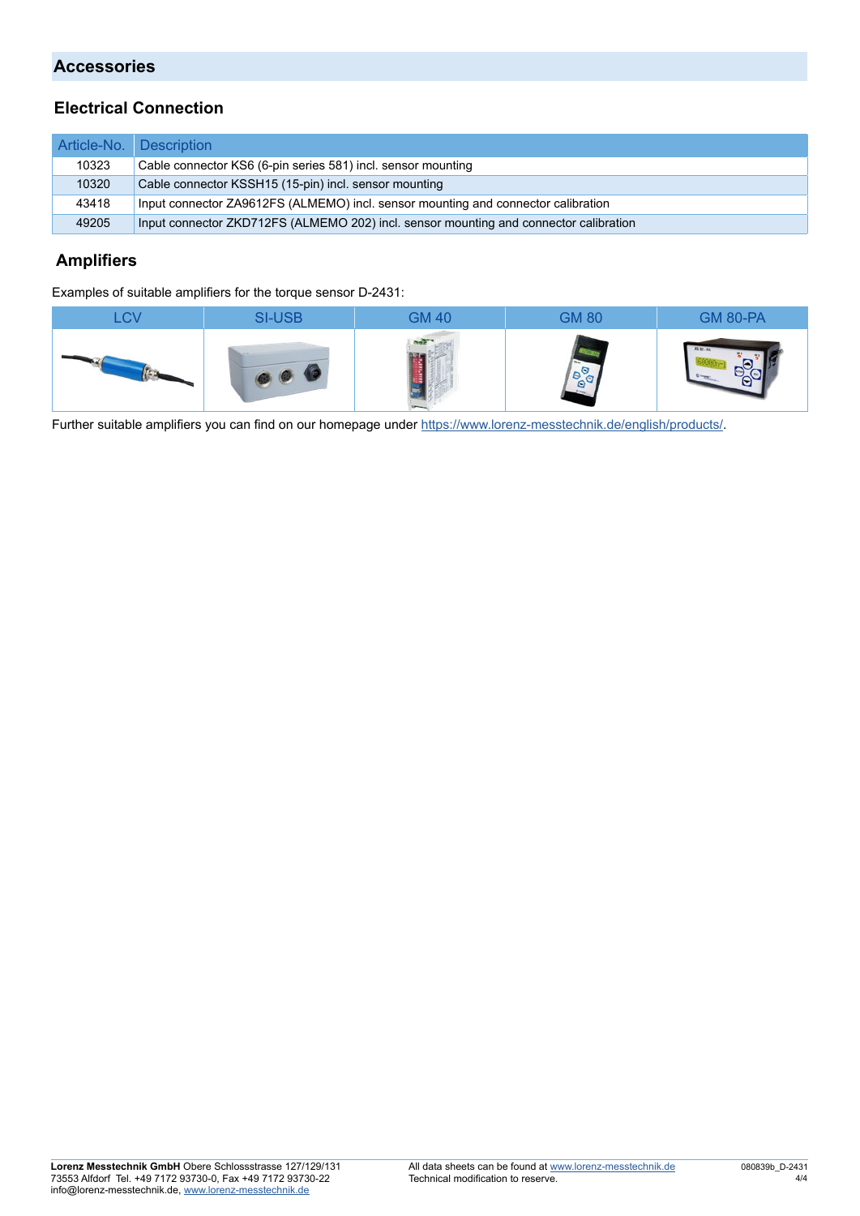## Accessories

### Electrical Connection

| Article-No. | Description |
|---|---|
| 10323 | Cable connector KS6 (6-pin series 581) incl. sensor mounting |
| 10320 | Cable connector KSSH15 (15-pin) incl. sensor mounting |
| 43418 | Input connector ZA9612FS (ALMEMO) incl. sensor mounting and connector calibration |
| 49205 | Input connector ZKD712FS (ALMEMO 202) incl. sensor mounting and connector calibration |

### Amplifiers

Examples of suitable amplifiers for the torque sensor D-2431:

| LCV | SI-USB | GM 40 | GM 80 | GM 80-PA |
|---|---|---|---|---|
| | | | | |

Further suitable amplifiers you can find on our homepage under https://www.lorenz-messtechnik.de/english/products/.